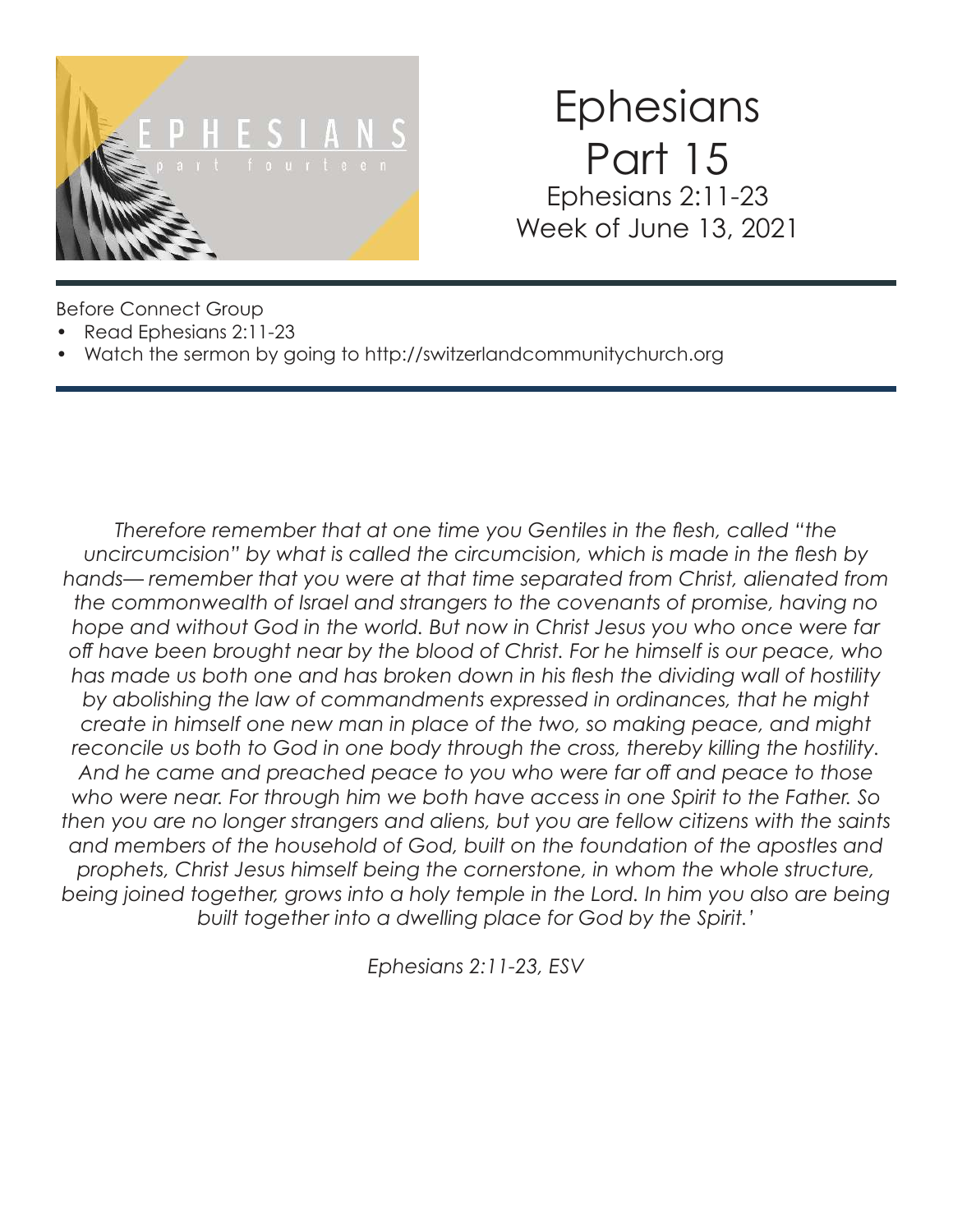# Ephesians
## Part 15
### Ephesians 2:11-23
### Week of June 13, 2021

Before Connect Group

- Read Ephesians 2:11-23
- Watch the sermon by going to http://switzerlandcommunitychurch.org

*Therefore remember that at one time you Gentiles in the flesh, called "the uncircumcision" by what is called the circumcision, which is made in the flesh by hands— remember that you were at that time separated from Christ, alienated from the commonwealth of Israel and strangers to the covenants of promise, having no hope and without God in the world. But now in Christ Jesus you who once were far off have been brought near by the blood of Christ. For he himself is our peace, who has made us both one and has broken down in his flesh the dividing wall of hostility by abolishing the law of commandments expressed in ordinances, that he might create in himself one new man in place of the two, so making peace, and might reconcile us both to God in one body through the cross, thereby killing the hostility. And he came and preached peace to you who were far off and peace to those who were near. For through him we both have access in one Spirit to the Father. So then you are no longer strangers and aliens, but you are fellow citizens with the saints and members of the household of God, built on the foundation of the apostles and prophets, Christ Jesus himself being the cornerstone, in whom the whole structure, being joined together, grows into a holy temple in the Lord. In him you also are being built together into a dwelling place for God by the Spirit.'*

*Ephesians 2:11-23, ESV*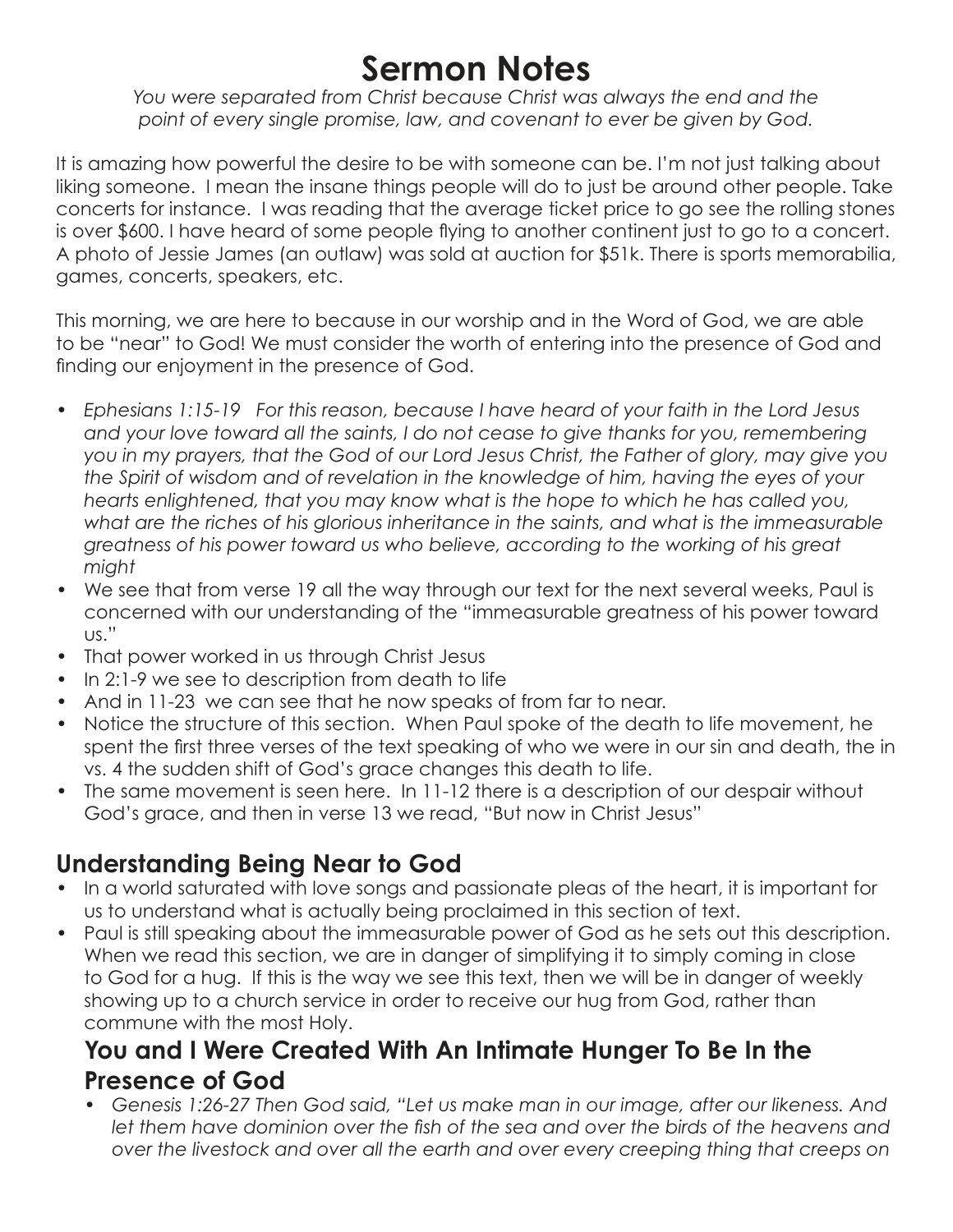# Sermon Notes

*You were separated from Christ because Christ was always the end and the point of every single promise, law, and covenant to ever be given by God.*

It is amazing how powerful the desire to be with someone can be. I'm not just talking about liking someone. I mean the insane things people will do to just be around other people. Take concerts for instance. I was reading that the average ticket price to go see the rolling stones is over $600. I have heard of some people flying to another continent just to go to a concert. A photo of Jessie James (an outlaw) was sold at auction for $51k. There is sports memorabilia, games, concerts, speakers, etc.

This morning, we are here to because in our worship and in the Word of God, we are able to be "near" to God! We must consider the worth of entering into the presence of God and finding our enjoyment in the presence of God.

- *Ephesians 1:15-19 For this reason, because I have heard of your faith in the Lord Jesus and your love toward all the saints, I do not cease to give thanks for you, remembering you in my prayers, that the God of our Lord Jesus Christ, the Father of glory, may give you the Spirit of wisdom and of revelation in the knowledge of him, having the eyes of your hearts enlightened, that you may know what is the hope to which he has called you, what are the riches of his glorious inheritance in the saints, and what is the immeasurable greatness of his power toward us who believe, according to the working of his great might*
- We see that from verse 19 all the way through our text for the next several weeks, Paul is concerned with our understanding of the "immeasurable greatness of his power toward us."
- That power worked in us through Christ Jesus
- In 2:1-9 we see to description from death to life
- And in 11-23 we can see that he now speaks of from far to near.
- Notice the structure of this section. When Paul spoke of the death to life movement, he spent the first three verses of the text speaking of who we were in our sin and death, the in vs. 4 the sudden shift of God's grace changes this death to life.
- The same movement is seen here. In 11-12 there is a description of our despair without God's grace, and then in verse 13 we read, "But now in Christ Jesus"

## Understanding Being Near to God

- In a world saturated with love songs and passionate pleas of the heart, it is important for us to understand what is actually being proclaimed in this section of text.
- Paul is still speaking about the immeasurable power of God as he sets out this description. When we read this section, we are in danger of simplifying it to simply coming in close to God for a hug. If this is the way we see this text, then we will be in danger of weekly showing up to a church service in order to receive our hug from God, rather than commune with the most Holy.

### You and I Were Created With An Intimate Hunger To Be In the Presence of God

- *Genesis 1:26-27 Then God said, "Let us make man in our image, after our likeness. And let them have dominion over the fish of the sea and over the birds of the heavens and over the livestock and over all the earth and over every creeping thing that creeps on*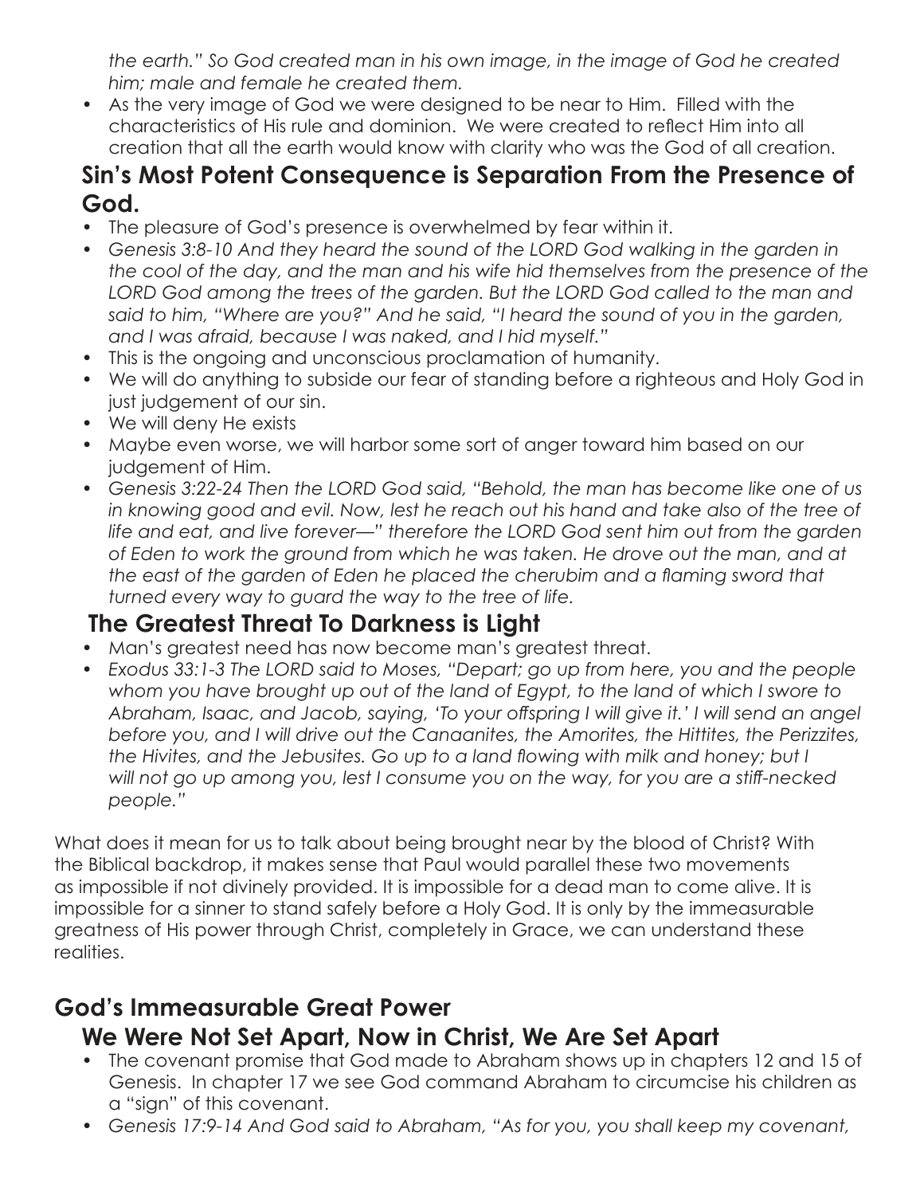*the earth." So God created man in his own image, in the image of God he created him; male and female he created them.*

- As the very image of God we were designed to be near to Him. Filled with the characteristics of His rule and dominion. We were created to reflect Him into all creation that all the earth would know with clarity who was the God of all creation.

## Sin's Most Potent Consequence is Separation From the Presence of God.

- The pleasure of God's presence is overwhelmed by fear within it.
- *Genesis 3:8-10 And they heard the sound of the LORD God walking in the garden in the cool of the day, and the man and his wife hid themselves from the presence of the LORD God among the trees of the garden. But the LORD God called to the man and said to him, "Where are you?" And he said, "I heard the sound of you in the garden, and I was afraid, because I was naked, and I hid myself."*
- This is the ongoing and unconscious proclamation of humanity.
- We will do anything to subside our fear of standing before a righteous and Holy God in just judgement of our sin.
- We will deny He exists
- Maybe even worse, we will harbor some sort of anger toward him based on our judgement of Him.
- *Genesis 3:22-24 Then the LORD God said, "Behold, the man has become like one of us in knowing good and evil. Now, lest he reach out his hand and take also of the tree of life and eat, and live forever—" therefore the LORD God sent him out from the garden of Eden to work the ground from which he was taken. He drove out the man, and at the east of the garden of Eden he placed the cherubim and a flaming sword that turned every way to guard the way to the tree of life.*

## The Greatest Threat To Darkness is Light

- Man's greatest need has now become man's greatest threat.
- *Exodus 33:1-3 The LORD said to Moses, "Depart; go up from here, you and the people whom you have brought up out of the land of Egypt, to the land of which I swore to Abraham, Isaac, and Jacob, saying, 'To your offspring I will give it.' I will send an angel before you, and I will drive out the Canaanites, the Amorites, the Hittites, the Perizzites, the Hivites, and the Jebusites. Go up to a land flowing with milk and honey; but I will not go up among you, lest I consume you on the way, for you are a stiff-necked people."*

What does it mean for us to talk about being brought near by the blood of Christ? With the Biblical backdrop, it makes sense that Paul would parallel these two movements as impossible if not divinely provided. It is impossible for a dead man to come alive. It is impossible for a sinner to stand safely before a Holy God. It is only by the immeasurable greatness of His power through Christ, completely in Grace, we can understand these realities.

## God's Immeasurable Great Power

### We Were Not Set Apart, Now in Christ, We Are Set Apart

- The covenant promise that God made to Abraham shows up in chapters 12 and 15 of Genesis. In chapter 17 we see God command Abraham to circumcise his children as a "sign" of this covenant.
- *Genesis 17:9-14 And God said to Abraham, "As for you, you shall keep my covenant,*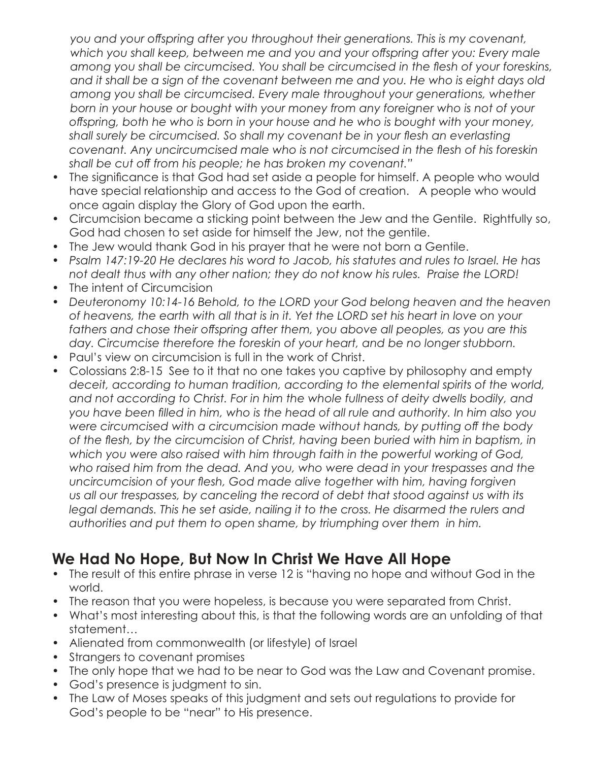*you and your offspring after you throughout their generations. This is my covenant, which you shall keep, between me and you and your offspring after you: Every male among you shall be circumcised. You shall be circumcised in the flesh of your foreskins, and it shall be a sign of the covenant between me and you. He who is eight days old among you shall be circumcised. Every male throughout your generations, whether born in your house or bought with your money from any foreigner who is not of your offspring, both he who is born in your house and he who is bought with your money, shall surely be circumcised. So shall my covenant be in your flesh an everlasting covenant. Any uncircumcised male who is not circumcised in the flesh of his foreskin shall be cut off from his people; he has broken my covenant."*

- The significance is that God had set aside a people for himself. A people who would have special relationship and access to the God of creation. A people who would once again display the Glory of God upon the earth.
- Circumcision became a sticking point between the Jew and the Gentile. Rightfully so, God had chosen to set aside for himself the Jew, not the gentile.
- The Jew would thank God in his prayer that he were not born a Gentile.
- *Psalm 147:19-20 He declares his word to Jacob, his statutes and rules to Israel. He has not dealt thus with any other nation; they do not know his rules. Praise the LORD!*
- The intent of Circumcision
- *Deuteronomy 10:14-16 Behold, to the LORD your God belong heaven and the heaven of heavens, the earth with all that is in it. Yet the LORD set his heart in love on your fathers and chose their offspring after them, you above all peoples, as you are this day. Circumcise therefore the foreskin of your heart, and be no longer stubborn.*
- Paul's view on circumcision is full in the work of Christ.
- Colossians 2:8-15 See to it that no one takes you captive by philosophy and empty *deceit, according to human tradition, according to the elemental spirits of the world, and not according to Christ. For in him the whole fullness of deity dwells bodily, and you have been filled in him, who is the head of all rule and authority. In him also you were circumcised with a circumcision made without hands, by putting off the body of the flesh, by the circumcision of Christ, having been buried with him in baptism, in which you were also raised with him through faith in the powerful working of God, who raised him from the dead. And you, who were dead in your trespasses and the uncircumcision of your flesh, God made alive together with him, having forgiven us all our trespasses, by canceling the record of debt that stood against us with its legal demands. This he set aside, nailing it to the cross. He disarmed the rulers and authorities and put them to open shame, by triumphing over them in him.*

## We Had No Hope, But Now In Christ We Have All Hope

- The result of this entire phrase in verse 12 is "having no hope and without God in the world.
- The reason that you were hopeless, is because you were separated from Christ.
- What's most interesting about this, is that the following words are an unfolding of that statement…
- Alienated from commonwealth (or lifestyle) of Israel
- Strangers to covenant promises
- The only hope that we had to be near to God was the Law and Covenant promise.
- God's presence is judgment to sin.
- The Law of Moses speaks of this judgment and sets out regulations to provide for God's people to be "near" to His presence.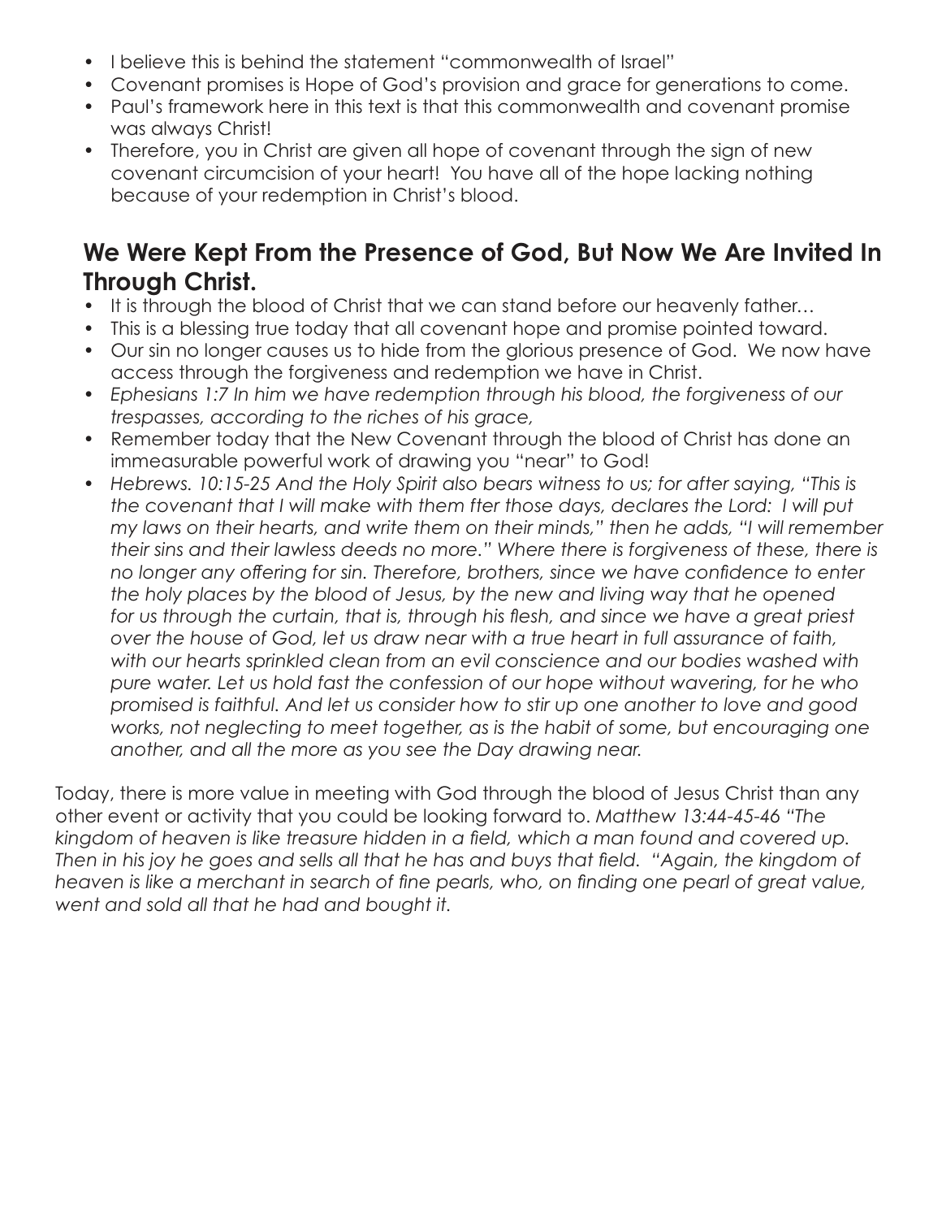- I believe this is behind the statement "commonwealth of Israel"
- Covenant promises is Hope of God's provision and grace for generations to come.
- Paul's framework here in this text is that this commonwealth and covenant promise was always Christ!
- Therefore, you in Christ are given all hope of covenant through the sign of new covenant circumcision of your heart! You have all of the hope lacking nothing because of your redemption in Christ's blood.

## We Were Kept From the Presence of God, But Now We Are Invited In Through Christ.

- It is through the blood of Christ that we can stand before our heavenly father…
- This is a blessing true today that all covenant hope and promise pointed toward.
- Our sin no longer causes us to hide from the glorious presence of God. We now have access through the forgiveness and redemption we have in Christ.
- *Ephesians 1:7 In him we have redemption through his blood, the forgiveness of our trespasses, according to the riches of his grace,*
- Remember today that the New Covenant through the blood of Christ has done an immeasurable powerful work of drawing you "near" to God!
- *Hebrews. 10:15-25 And the Holy Spirit also bears witness to us; for after saying, "This is the covenant that I will make with them fter those days, declares the Lord: I will put my laws on their hearts, and write them on their minds," then he adds, "I will remember their sins and their lawless deeds no more." Where there is forgiveness of these, there is no longer any offering for sin. Therefore, brothers, since we have confidence to enter the holy places by the blood of Jesus, by the new and living way that he opened for us through the curtain, that is, through his flesh, and since we have a great priest over the house of God, let us draw near with a true heart in full assurance of faith, with our hearts sprinkled clean from an evil conscience and our bodies washed with pure water. Let us hold fast the confession of our hope without wavering, for he who promised is faithful. And let us consider how to stir up one another to love and good works, not neglecting to meet together, as is the habit of some, but encouraging one another, and all the more as you see the Day drawing near.*

Today, there is more value in meeting with God through the blood of Jesus Christ than any other event or activity that you could be looking forward to. *Matthew 13:44-45-46 "The kingdom of heaven is like treasure hidden in a field, which a man found and covered up. Then in his joy he goes and sells all that he has and buys that field. "Again, the kingdom of heaven is like a merchant in search of fine pearls, who, on finding one pearl of great value, went and sold all that he had and bought it.*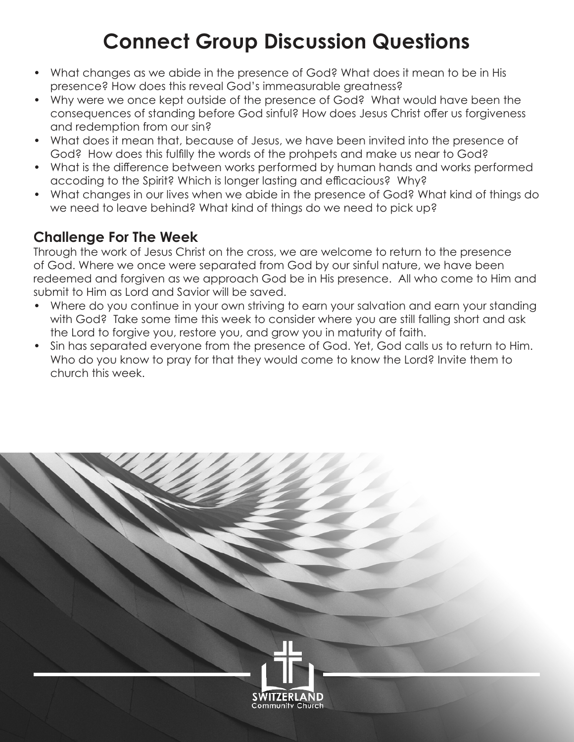# Connect Group Discussion Questions

- What changes as we abide in the presence of God? What does it mean to be in His presence? How does this reveal God's immeasurable greatness?
- Why were we once kept outside of the presence of God? What would have been the consequences of standing before God sinful? How does Jesus Christ offer us forgiveness and redemption from our sin?
- What does it mean that, because of Jesus, we have been invited into the presence of God? How does this fulfilly the words of the prohpets and make us near to God?
- What is the difference between works performed by human hands and works performed accoding to the Spirit? Which is longer lasting and efficacious? Why?
- What changes in our lives when we abide in the presence of God? What kind of things do we need to leave behind? What kind of things do we need to pick up?

## Challenge For The Week

Through the work of Jesus Christ on the cross, we are welcome to return to the presence of God. Where we once were separated from God by our sinful nature, we have been redeemed and forgiven as we approach God be in His presence. All who come to Him and submit to Him as Lord and Savior will be saved.

- Where do you continue in your own striving to earn your salvation and earn your standing with God? Take some time this week to consider where you are still falling short and ask the Lord to forgive you, restore you, and grow you in maturity of faith.
- Sin has separated everyone from the presence of God. Yet, God calls us to return to Him. Who do you know to pray for that they would come to know the Lord? Invite them to church this week.

SWITZERLAND Community Church